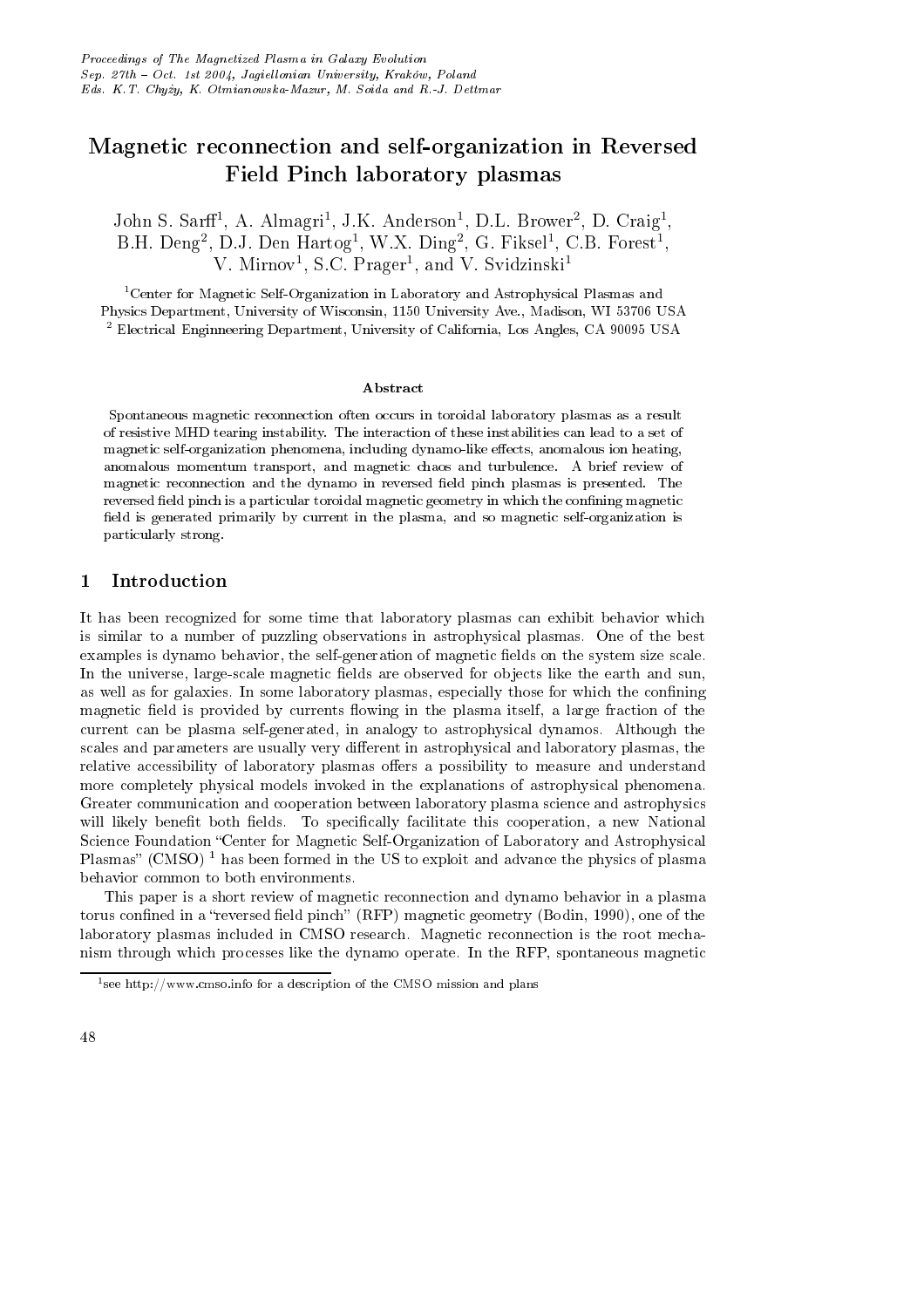*Proceedings of The Magnetized Plasma in Galaxy Evolution*
*Sep. 27th – Oct. 1st 2004, Jagiellonian University, Kraków, Poland*
*Eds. K.T. Chyży, K. Otmianowska-Mazur, M. Soida and R.-J. Dettmar*

# Magnetic reconnection and self-organization in Reversed Field Pinch laboratory plasmas

John S. Sarff[1], A. Almagri[1], J.K. Anderson[1], D.L. Brower[2], D. Craig[1], B.H. Deng[2], D.J. Den Hartog[1], W.X. Ding[2], G. Fiksel[1], C.B. Forest[1], V. Mirnov[1], S.C. Prager[1], and V. Svidzinski[1]

[1] Center for Magnetic Self-Organization in Laboratory and Astrophysical Plasmas and Physics Department, University of Wisconsin, 1150 University Ave., Madison, WI 53706 USA
[2] Electrical Enginneering Department, University of California, Los Angles, CA 90095 USA

### Abstract

Spontaneous magnetic reconnection often occurs in toroidal laboratory plasmas as a result of resistive MHD tearing instability. The interaction of these instabilities can lead to a set of magnetic self-organization phenomena, including dynamo-like effects, anomalous ion heating, anomalous momentum transport, and magnetic chaos and turbulence. A brief review of magnetic reconnection and the dynamo in reversed field pinch plasmas is presented. The reversed field pinch is a particular toroidal magnetic geometry in which the confining magnetic field is generated primarily by current in the plasma, and so magnetic self-organization is particularly strong.

## 1 Introduction

It has been recognized for some time that laboratory plasmas can exhibit behavior which is similar to a number of puzzling observations in astrophysical plasmas. One of the best examples is dynamo behavior, the self-generation of magnetic fields on the system size scale. In the universe, large-scale magnetic fields are observed for objects like the earth and sun, as well as for galaxies. In some laboratory plasmas, especially those for which the confining magnetic field is provided by currents flowing in the plasma itself, a large fraction of the current can be plasma self-generated, in analogy to astrophysical dynamos. Although the scales and parameters are usually very different in astrophysical and laboratory plasmas, the relative accessibility of laboratory plasmas offers a possibility to measure and understand more completely physical models invoked in the explanations of astrophysical phenomena. Greater communication and cooperation between laboratory plasma science and astrophysics will likely benefit both fields. To specifically facilitate this cooperation, a new National Science Foundation "Center for Magnetic Self-Organization of Laboratory and Astrophysical Plasmas" (CMSO) [1] has been formed in the US to exploit and advance the physics of plasma behavior common to both environments.

This paper is a short review of magnetic reconnection and dynamo behavior in a plasma torus confined in a "reversed field pinch" (RFP) magnetic geometry (Bodin, 1990), one of the laboratory plasmas included in CMSO research. Magnetic reconnection is the root mechanism through which processes like the dynamo operate. In the RFP, spontaneous magnetic

[1] see http://www.cmso.info for a description of the CMSO mission and plans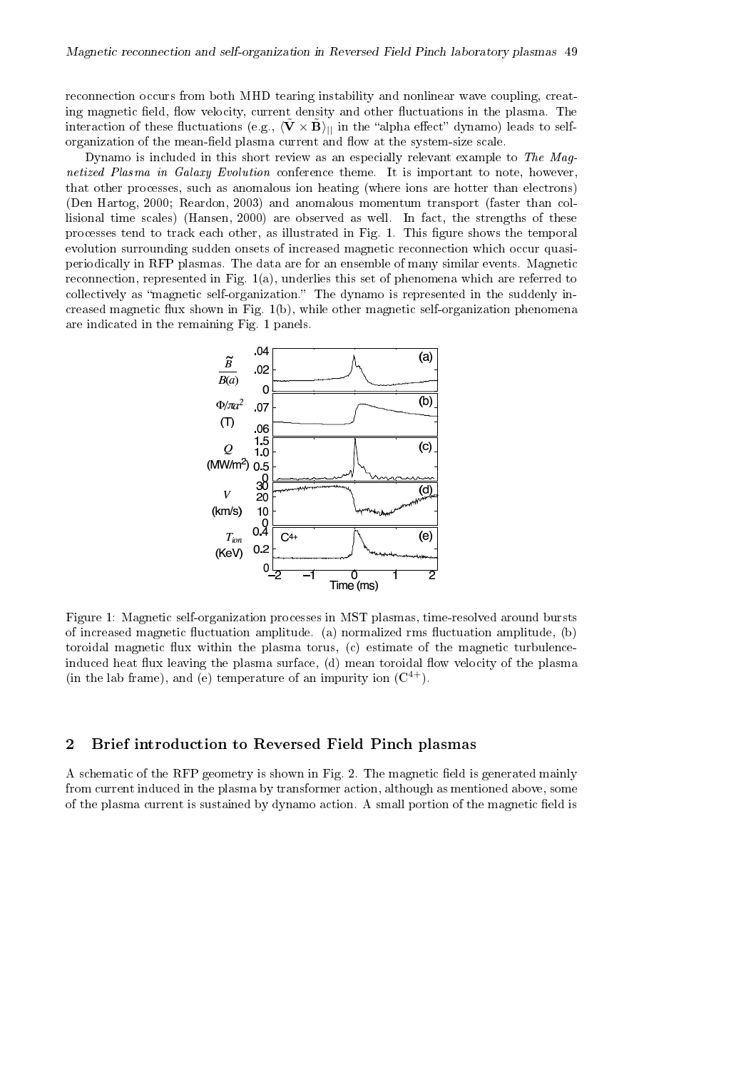reconnection occurs from both MHD tearing instability and nonlinear wave coupling, creating magnetic field, flow velocity, current density and other fluctuations in the plasma. The interaction of these fluctuations (e.g., $\langle \tilde{\mathbf{V}} \times \tilde{\mathbf{B}} \rangle_{||}$ in the "alpha effect" dynamo) leads to self-organization of the mean-field plasma current and flow at the system-size scale.

Dynamo is included in this short review as an especially relevant example to *The Magnetized Plasma in Galaxy Evolution* conference theme. It is important to note, however, that other processes, such as anomalous ion heating (where ions are hotter than electrons) (Den Hartog, 2000; Reardon, 2003) and anomalous momentum transport (faster than collisional time scales) (Hansen, 2000) are observed as well. In fact, the strengths of these processes tend to track each other, as illustrated in Fig. 1. This figure shows the temporal evolution surrounding sudden onsets of increased magnetic reconnection which occur quasi-periodically in RFP plasmas. The data are for an ensemble of many similar events. Magnetic reconnection, represented in Fig. 1(a), underlies this set of phenomena which are referred to collectively as "magnetic self-organization." The dynamo is represented in the suddenly increased magnetic flux shown in Fig. 1(b), while other magnetic self-organization phenomena are indicated in the remaining Fig. 1 panels.

Figure 1: Magnetic self-organization processes in MST plasmas, time-resolved around bursts of increased magnetic fluctuation amplitude. (a) normalized rms fluctuation amplitude, (b) toroidal magnetic flux within the plasma torus, (c) estimate of the magnetic turbulence-induced heat flux leaving the plasma surface, (d) mean toroidal flow velocity of the plasma (in the lab frame), and (e) temperature of an impurity ion ($C^{4+}$).

## 2 Brief introduction to Reversed Field Pinch plasmas

A schematic of the RFP geometry is shown in Fig. 2. The magnetic field is generated mainly from current induced in the plasma by transformer action, although as mentioned above, some of the plasma current is sustained by dynamo action. A small portion of the magnetic field is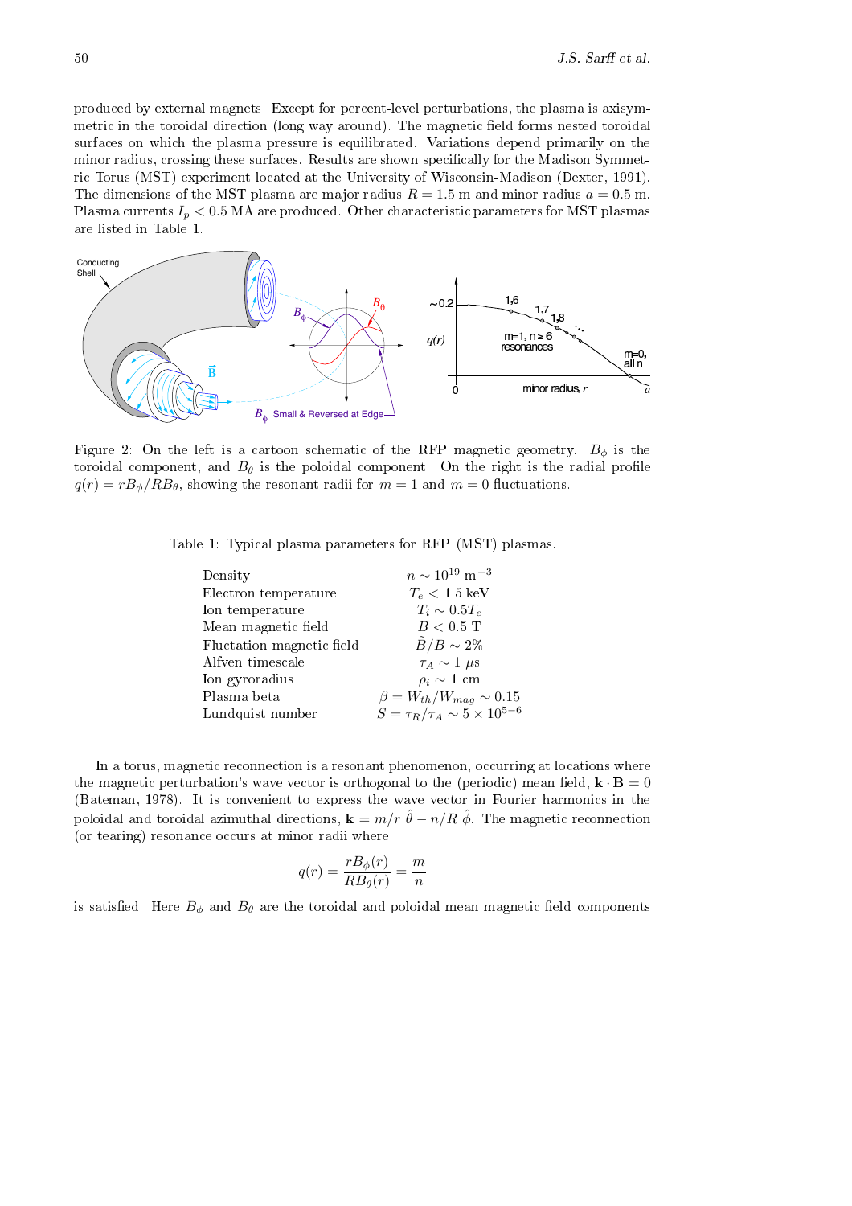produced by external magnets. Except for percent-level perturbations, the plasma is axisymmetric in the toroidal direction (long way around). The magnetic field forms nested toroidal surfaces on which the plasma pressure is equilibrated. Variations depend primarily on the minor radius, crossing these surfaces. Results are shown specifically for the Madison Symmetric Torus (MST) experiment located at the University of Wisconsin-Madison (Dexter, 1991). The dimensions of the MST plasma are major radius $R = 1.5$ m and minor radius $a = 0.5$ m. Plasma currents $I_p < 0.5$ MA are produced. Other characteristic parameters for MST plasmas are listed in Table 1.

Figure 2: On the left is a cartoon schematic of the RFP magnetic geometry. $B_\phi$ is the toroidal component, and $B_\theta$ is the poloidal component. On the right is the radial profile $q(r) = rB_\phi/RB_\theta$, showing the resonant radii for $m = 1$ and $m = 0$ fluctuations.

Table 1: Typical plasma parameters for RFP (MST) plasmas.

| | |
|---|---|
| Density | $n \sim 10^{19}\ \mathrm{m}^{-3}$ |
| Electron temperature | $T_e < 1.5$ keV |
| Ion temperature | $T_i \sim 0.5 T_e$ |
| Mean magnetic field | $B < 0.5$ T |
| Fluctation magnetic field | $\tilde{B}/B \sim 2\%$ |
| Alfven timescale | $\tau_A \sim 1\ \mu$s |
| Ion gyroradius | $\rho_i \sim 1$ cm |
| Plasma beta | $\beta = W_{th}/W_{mag} \sim 0.15$ |
| Lundquist number | $S = \tau_R/\tau_A \sim 5 \times 10^{5-6}$ |

In a torus, magnetic reconnection is a resonant phenomenon, occurring at locations where the magnetic perturbation's wave vector is orthogonal to the (periodic) mean field, $\mathbf{k} \cdot \mathbf{B} = 0$ (Bateman, 1978). It is convenient to express the wave vector in Fourier harmonics in the poloidal and toroidal azimuthal directions, $\mathbf{k} = m/r\ \hat{\theta} - n/R\ \hat{\phi}$. The magnetic reconnection (or tearing) resonance occurs at minor radii where

$$q(r) = \frac{rB_\phi(r)}{RB_\theta(r)} = \frac{m}{n}$$

is satisfied. Here $B_\phi$ and $B_\theta$ are the toroidal and poloidal mean magnetic field components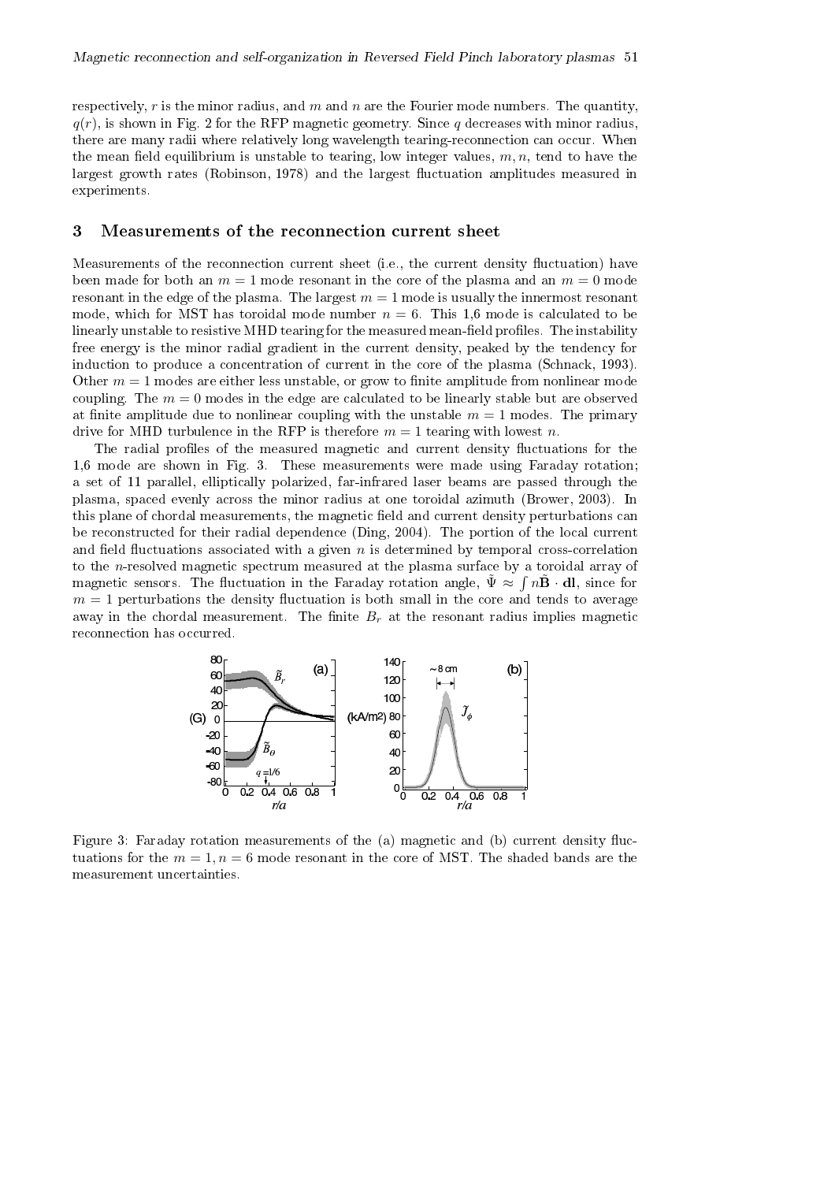respectively, $r$ is the minor radius, and $m$ and $n$ are the Fourier mode numbers. The quantity, $q(r)$, is shown in Fig. 2 for the RFP magnetic geometry. Since $q$ decreases with minor radius, there are many radii where relatively long wavelength tearing-reconnection can occur. When the mean field equilibrium is unstable to tearing, low integer values, $m, n$, tend to have the largest growth rates (Robinson, 1978) and the largest fluctuation amplitudes measured in experiments.

## 3 Measurements of the reconnection current sheet

Measurements of the reconnection current sheet (i.e., the current density fluctuation) have been made for both an $m = 1$ mode resonant in the core of the plasma and an $m = 0$ mode resonant in the edge of the plasma. The largest $m = 1$ mode is usually the innermost resonant mode, which for MST has toroidal mode number $n = 6$. This 1,6 mode is calculated to be linearly unstable to resistive MHD tearing for the measured mean-field profiles. The instability free energy is the minor radial gradient in the current density, peaked by the tendency for induction to produce a concentration of current in the core of the plasma (Schnack, 1993). Other $m = 1$ modes are either less unstable, or grow to finite amplitude from nonlinear mode coupling. The $m = 0$ modes in the edge are calculated to be linearly stable but are observed at finite amplitude due to nonlinear coupling with the unstable $m = 1$ modes. The primary drive for MHD turbulence in the RFP is therefore $m = 1$ tearing with lowest $n$.

The radial profiles of the measured magnetic and current density fluctuations for the 1,6 mode are shown in Fig. 3. These measurements were made using Faraday rotation; a set of 11 parallel, elliptically polarized, far-infrared laser beams are passed through the plasma, spaced evenly across the minor radius at one toroidal azimuth (Brower, 2003). In this plane of chordal measurements, the magnetic field and current density perturbations can be reconstructed for their radial dependence (Ding, 2004). The portion of the local current and field fluctuations associated with a given $n$ is determined by temporal cross-correlation to the $n$-resolved magnetic spectrum measured at the plasma surface by a toroidal array of magnetic sensors. The fluctuation in the Faraday rotation angle, $\tilde{\Psi} \approx \int n\tilde{\mathbf{B}} \cdot \mathbf{dl}$, since for $m = 1$ perturbations the density fluctuation is both small in the core and tends to average away in the chordal measurement. The finite $B_r$ at the resonant radius implies magnetic reconnection has occurred.

Figure 3: Faraday rotation measurements of the (a) magnetic and (b) current density fluctuations for the $m = 1, n = 6$ mode resonant in the core of MST. The shaded bands are the measurement uncertainties.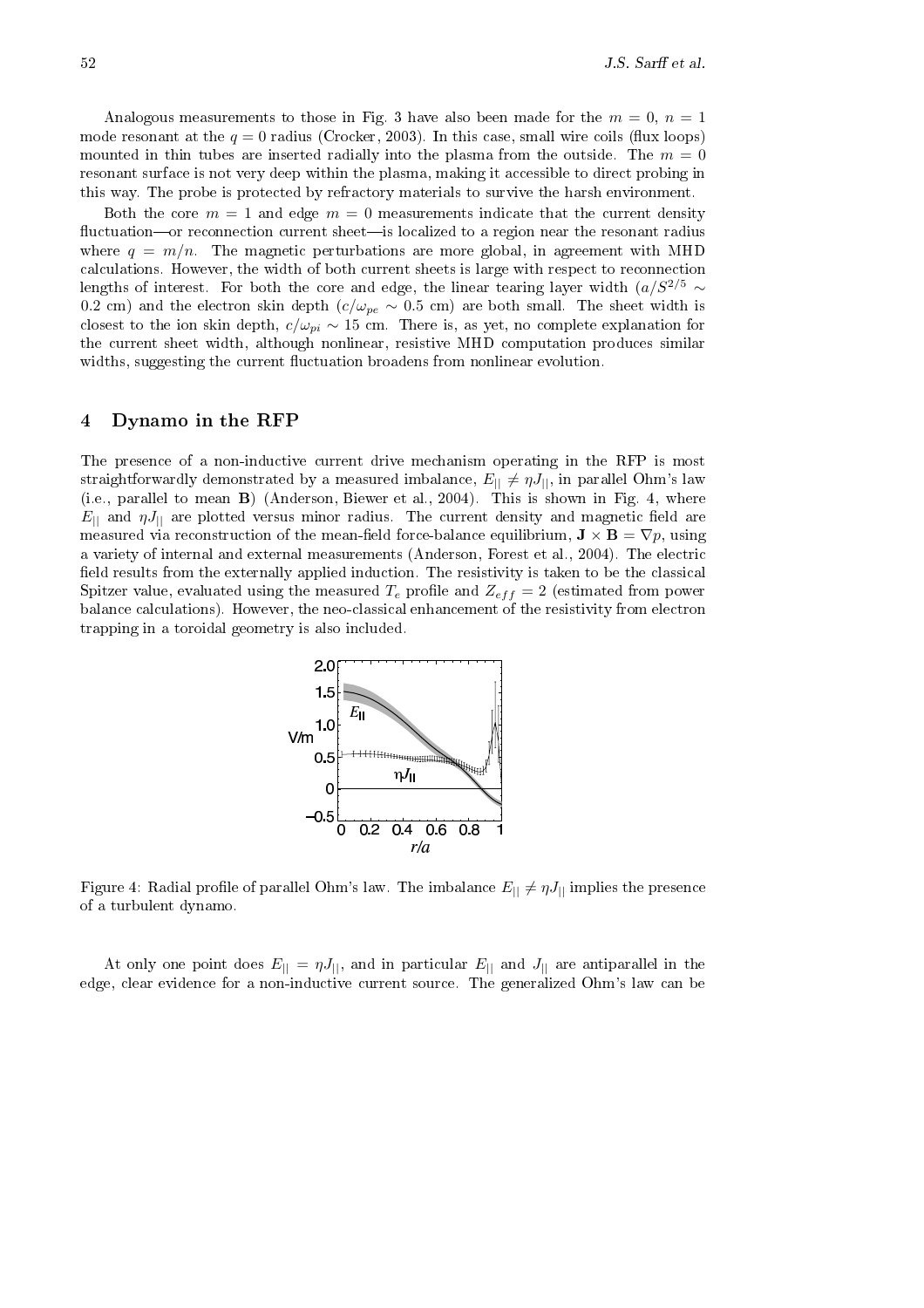Analogous measurements to those in Fig. 3 have also been made for the $m = 0$, $n = 1$ mode resonant at the $q = 0$ radius (Crocker, 2003). In this case, small wire coils (flux loops) mounted in thin tubes are inserted radially into the plasma from the outside. The $m = 0$ resonant surface is not very deep within the plasma, making it accessible to direct probing in this way. The probe is protected by refractory materials to survive the harsh environment.

Both the core $m = 1$ and edge $m = 0$ measurements indicate that the current density fluctuation—or reconnection current sheet—is localized to a region near the resonant radius where $q = m/n$. The magnetic perturbations are more global, in agreement with MHD calculations. However, the width of both current sheets is large with respect to reconnection lengths of interest. For both the core and edge, the linear tearing layer width ($a/S^{2/5} \sim 0.2$ cm) and the electron skin depth ($c/\omega_{pe} \sim 0.5$ cm) are both small. The sheet width is closest to the ion skin depth, $c/\omega_{pi} \sim 15$ cm. There is, as yet, no complete explanation for the current sheet width, although nonlinear, resistive MHD computation produces similar widths, suggesting the current fluctuation broadens from nonlinear evolution.

## 4 Dynamo in the RFP

The presence of a non-inductive current drive mechanism operating in the RFP is most straightforwardly demonstrated by a measured imbalance, $E_{||} \neq \eta J_{||}$, in parallel Ohm's law (i.e., parallel to mean $\mathbf{B}$) (Anderson, Biewer et al., 2004). This is shown in Fig. 4, where $E_{||}$ and $\eta J_{||}$ are plotted versus minor radius. The current density and magnetic field are measured via reconstruction of the mean-field force-balance equilibrium, $\mathbf{J} \times \mathbf{B} = \nabla p$, using a variety of internal and external measurements (Anderson, Forest et al., 2004). The electric field results from the externally applied induction. The resistivity is taken to be the classical Spitzer value, evaluated using the measured $T_e$ profile and $Z_{eff} = 2$ (estimated from power balance calculations). However, the neo-classical enhancement of the resistivity from electron trapping in a toroidal geometry is also included.

Figure 4: Radial profile of parallel Ohm's law. The imbalance $E_{||} \neq \eta J_{||}$ implies the presence of a turbulent dynamo.

At only one point does $E_{||} = \eta J_{||}$, and in particular $E_{||}$ and $J_{||}$ are antiparallel in the edge, clear evidence for a non-inductive current source. The generalized Ohm's law can be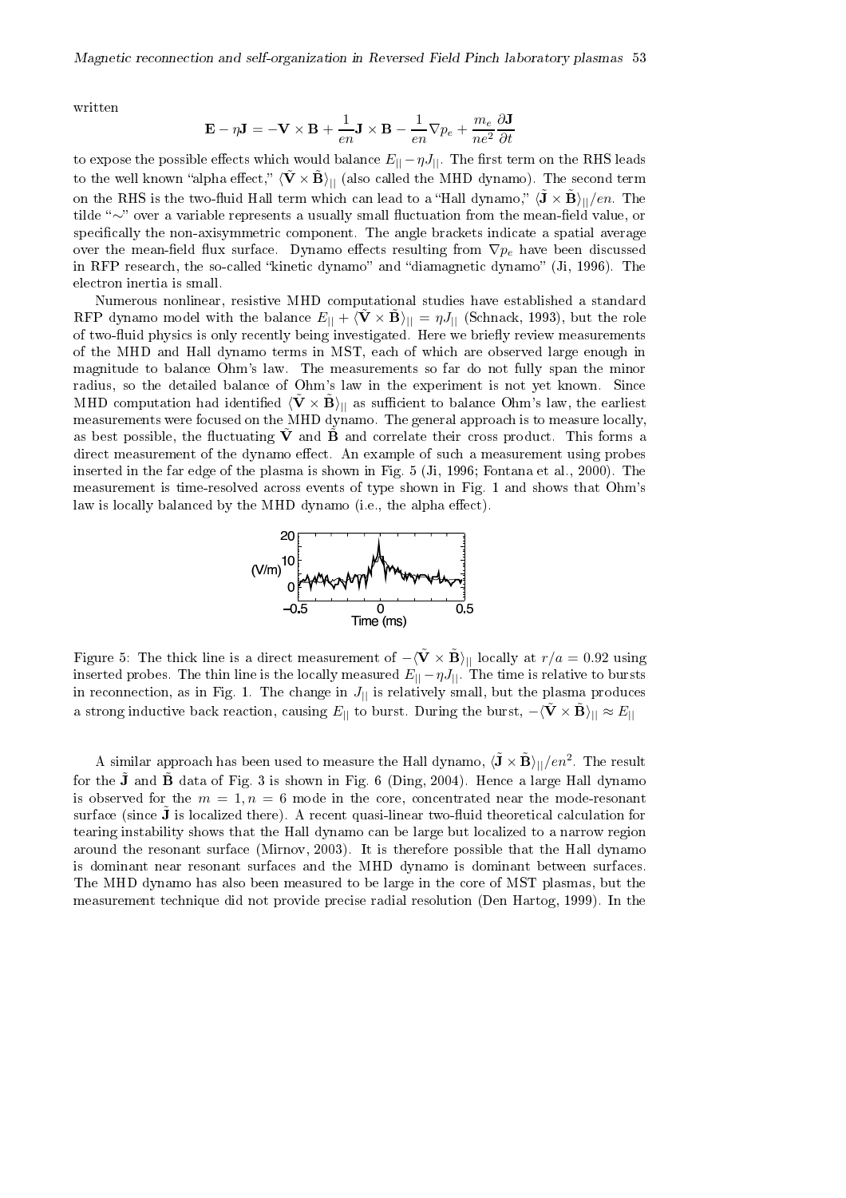written

$$\mathbf{E} - \eta \mathbf{J} = -\mathbf{V} \times \mathbf{B} + \frac{1}{en}\mathbf{J} \times \mathbf{B} - \frac{1}{en}\nabla p_e + \frac{m_e}{ne^2}\frac{\partial \mathbf{J}}{\partial t}$$

to expose the possible effects which would balance $E_{||} - \eta J_{||}$. The first term on the RHS leads to the well known "alpha effect," $\langle \tilde{\mathbf{V}} \times \tilde{\mathbf{B}} \rangle_{||}$ (also called the MHD dynamo). The second term on the RHS is the two-fluid Hall term which can lead to a "Hall dynamo," $\langle \tilde{\mathbf{J}} \times \tilde{\mathbf{B}} \rangle_{||}/en$. The tilde "$\sim$" over a variable represents a usually small fluctuation from the mean-field value, or specifically the non-axisymmetric component. The angle brackets indicate a spatial average over the mean-field flux surface. Dynamo effects resulting from $\nabla p_e$ have been discussed in RFP research, the so-called "kinetic dynamo" and "diamagnetic dynamo" (Ji, 1996). The electron inertia is small.

Numerous nonlinear, resistive MHD computational studies have established a standard RFP dynamo model with the balance $E_{||} + \langle \tilde{\mathbf{V}} \times \tilde{\mathbf{B}} \rangle_{||} = \eta J_{||}$ (Schnack, 1993), but the role of two-fluid physics is only recently being investigated. Here we briefly review measurements of the MHD and Hall dynamo terms in MST, each of which are observed large enough in magnitude to balance Ohm's law. The measurements so far do not fully span the minor radius, so the detailed balance of Ohm's law in the experiment is not yet known. Since MHD computation had identified $\langle \tilde{\mathbf{V}} \times \tilde{\mathbf{B}} \rangle_{||}$ as sufficient to balance Ohm's law, the earliest measurements were focused on the MHD dynamo. The general approach is to measure locally, as best possible, the fluctuating $\tilde{\mathbf{V}}$ and $\tilde{\mathbf{B}}$ and correlate their cross product. This forms a direct measurement of the dynamo effect. An example of such a measurement using probes inserted in the far edge of the plasma is shown in Fig. 5 (Ji, 1996; Fontana et al., 2000). The measurement is time-resolved across events of type shown in Fig. 1 and shows that Ohm's law is locally balanced by the MHD dynamo (i.e., the alpha effect).

Figure 5: The thick line is a direct measurement of $-\langle \tilde{\mathbf{V}} \times \tilde{\mathbf{B}} \rangle_{||}$ locally at $r/a = 0.92$ using inserted probes. The thin line is the locally measured $E_{||} - \eta J_{||}$. The time is relative to bursts in reconnection, as in Fig. 1. The change in $J_{||}$ is relatively small, but the plasma produces a strong inductive back reaction, causing $E_{||}$ to burst. During the burst, $-\langle \tilde{\mathbf{V}} \times \tilde{\mathbf{B}} \rangle_{||} \approx E_{||}$

A similar approach has been used to measure the Hall dynamo, $\langle \tilde{\mathbf{J}} \times \tilde{\mathbf{B}} \rangle_{||}/en^2$. The result for the $\tilde{\mathbf{J}}$ and $\tilde{\mathbf{B}}$ data of Fig. 3 is shown in Fig. 6 (Ding, 2004). Hence a large Hall dynamo is observed for the $m = 1, n = 6$ mode in the core, concentrated near the mode-resonant surface (since $\tilde{\mathbf{J}}$ is localized there). A recent quasi-linear two-fluid theoretical calculation for tearing instability shows that the Hall dynamo can be large but localized to a narrow region around the resonant surface (Mirnov, 2003). It is therefore possible that the Hall dynamo is dominant near resonant surfaces and the MHD dynamo is dominant between surfaces. The MHD dynamo has also been measured to be large in the core of MST plasmas, but the measurement technique did not provide precise radial resolution (Den Hartog, 1999). In the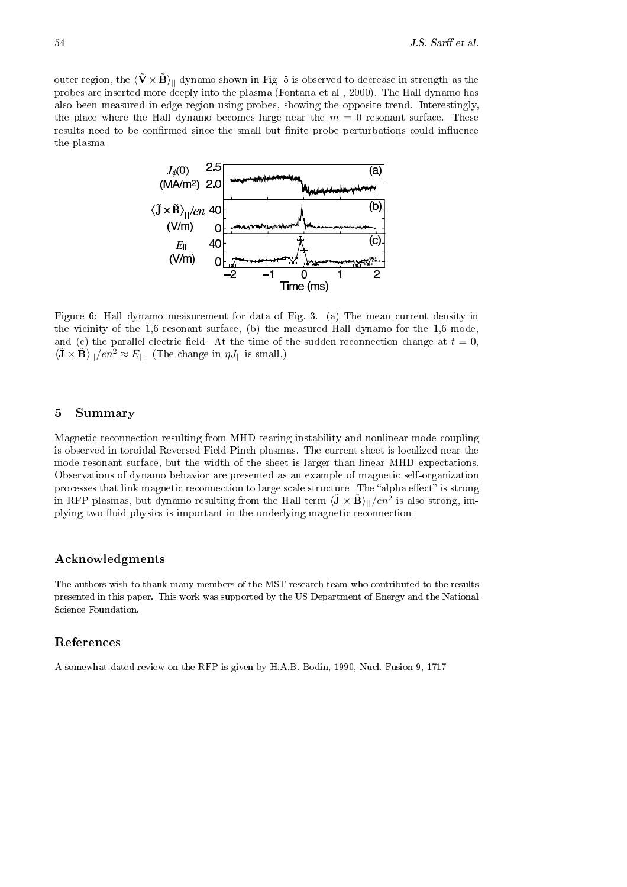outer region, the $\langle \tilde{\mathbf{V}} \times \tilde{\mathbf{B}} \rangle_{||}$ dynamo shown in Fig. 5 is observed to decrease in strength as the probes are inserted more deeply into the plasma (Fontana et al., 2000). The Hall dynamo has also been measured in edge region using probes, showing the opposite trend. Interestingly, the place where the Hall dynamo becomes large near the $m = 0$ resonant surface. These results need to be confirmed since the small but finite probe perturbations could influence the plasma.

Figure 6: Hall dynamo measurement for data of Fig. 3. (a) The mean current density in the vicinity of the 1,6 resonant surface, (b) the measured Hall dynamo for the 1,6 mode, and (c) the parallel electric field. At the time of the sudden reconnection change at $t = 0$, $\langle \tilde{\mathbf{J}} \times \tilde{\mathbf{B}} \rangle_{||}/en^2 \approx E_{||}$. (The change in $\eta J_{||}$ is small.)

## 5 Summary

Magnetic reconnection resulting from MHD tearing instability and nonlinear mode coupling is observed in toroidal Reversed Field Pinch plasmas. The current sheet is localized near the mode resonant surface, but the width of the sheet is larger than linear MHD expectations. Observations of dynamo behavior are presented as an example of magnetic self-organization processes that link magnetic reconnection to large scale structure. The "alpha effect" is strong in RFP plasmas, but dynamo resulting from the Hall term $\langle \tilde{\mathbf{J}} \times \tilde{\mathbf{B}} \rangle_{||}/en^2$ is also strong, implying two-fluid physics is important in the underlying magnetic reconnection.

## Acknowledgments

The authors wish to thank many members of the MST research team who contributed to the results presented in this paper. This work was supported by the US Department of Energy and the National Science Foundation.

## References

A somewhat dated review on the RFP is given by H.A.B. Bodin, 1990, Nucl. Fusion 9, 1717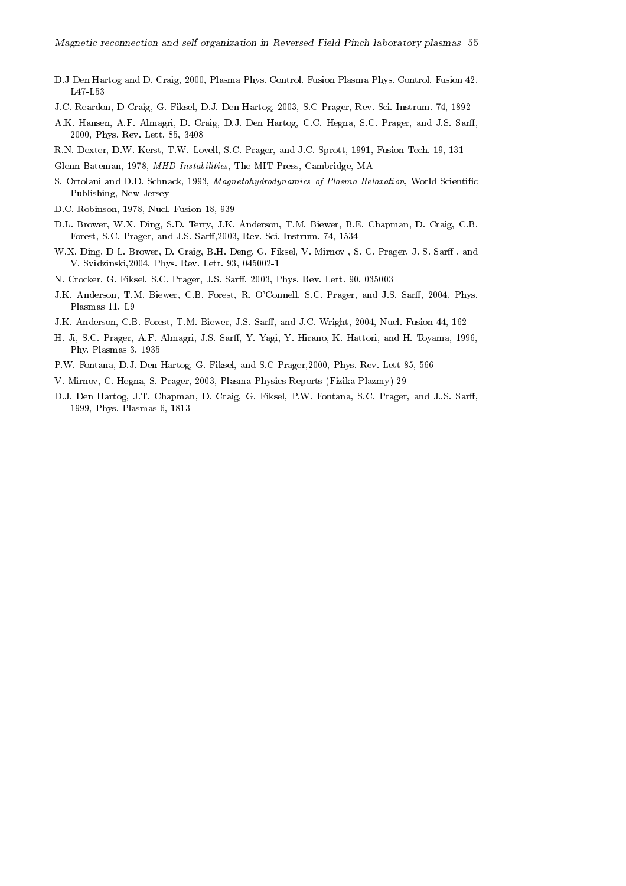D.J Den Hartog and D. Craig, 2000, Plasma Phys. Control. Fusion Plasma Phys. Control. Fusion 42, L47-L53

J.C. Reardon, D Craig, G. Fiksel, D.J. Den Hartog, 2003, S.C Prager, Rev. Sci. Instrum. 74, 1892

A.K. Hansen, A.F. Almagri, D. Craig, D.J. Den Hartog, C.C. Hegna, S.C. Prager, and J.S. Sarff, 2000, Phys. Rev. Lett. 85, 3408

R.N. Dexter, D.W. Kerst, T.W. Lovell, S.C. Prager, and J.C. Sprott, 1991, Fusion Tech. 19, 131

Glenn Bateman, 1978, *MHD Instabilities*, The MIT Press, Cambridge, MA

S. Ortolani and D.D. Schnack, 1993, *Magnetohydrodynamics of Plasma Relaxation*, World Scientific Publishing, New Jersey

D.C. Robinson, 1978, Nucl. Fusion 18, 939

D.L. Brower, W.X. Ding, S.D. Terry, J.K. Anderson, T.M. Biewer, B.E. Chapman, D. Craig, C.B. Forest, S.C. Prager, and J.S. Sarff,2003, Rev. Sci. Instrum. 74, 1534

W.X. Ding, D L. Brower, D. Craig, B.H. Deng, G. Fiksel, V. Mirnov , S. C. Prager, J. S. Sarff , and V. Svidzinski,2004, Phys. Rev. Lett. 93, 045002-1

N. Crocker, G. Fiksel, S.C. Prager, J.S. Sarff, 2003, Phys. Rev. Lett. 90, 035003

J.K. Anderson, T.M. Biewer, C.B. Forest, R. O'Connell, S.C. Prager, and J.S. Sarff, 2004, Phys. Plasmas 11, L9

J.K. Anderson, C.B. Forest, T.M. Biewer, J.S. Sarff, and J.C. Wright, 2004, Nucl. Fusion 44, 162

H. Ji, S.C. Prager, A.F. Almagri, J.S. Sarff, Y. Yagi, Y. Hirano, K. Hattori, and H. Toyama, 1996, Phy. Plasmas 3, 1935

P.W. Fontana, D.J. Den Hartog, G. Fiksel, and S.C Prager,2000, Phys. Rev. Lett 85, 566

V. Mirnov, C. Hegna, S. Prager, 2003, Plasma Physics Reports (Fizika Plazmy) 29

D.J. Den Hartog, J.T. Chapman, D. Craig, G. Fiksel, P.W. Fontana, S.C. Prager, and J..S. Sarff, 1999, Phys. Plasmas 6, 1813